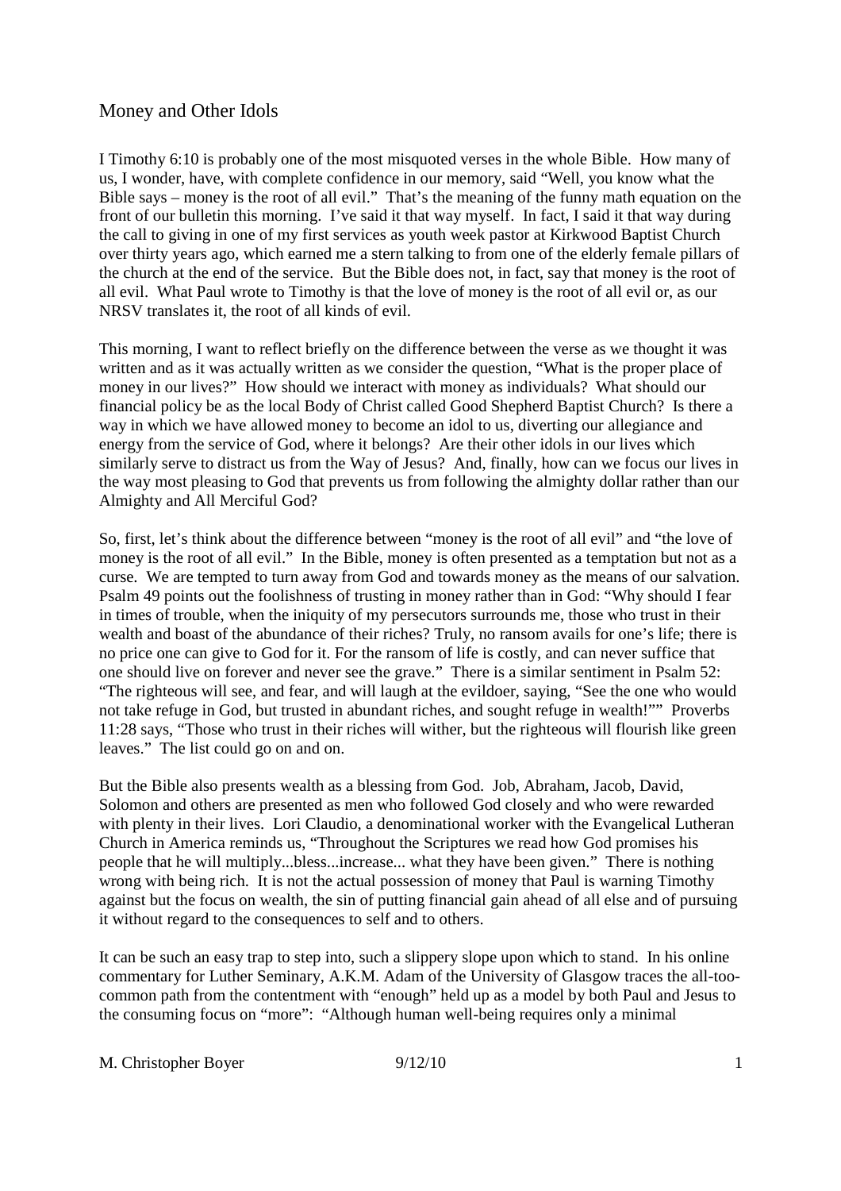# Money and Other Idols

I Timothy 6:10 is probably one of the most misquoted verses in the whole Bible. How many of us, I wonder, have, with complete confidence in our memory, said "Well, you know what the Bible says – money is the root of all evil." That's the meaning of the funny math equation on the front of our bulletin this morning. I've said it that way myself. In fact, I said it that way during the call to giving in one of my first services as youth week pastor at Kirkwood Baptist Church over thirty years ago, which earned me a stern talking to from one of the elderly female pillars of the church at the end of the service. But the Bible does not, in fact, say that money is the root of all evil. What Paul wrote to Timothy is that the love of money is the root of all evil or, as our NRSV translates it, the root of all kinds of evil.

This morning, I want to reflect briefly on the difference between the verse as we thought it was written and as it was actually written as we consider the question, "What is the proper place of money in our lives?" How should we interact with money as individuals? What should our financial policy be as the local Body of Christ called Good Shepherd Baptist Church? Is there a way in which we have allowed money to become an idol to us, diverting our allegiance and energy from the service of God, where it belongs? Are their other idols in our lives which similarly serve to distract us from the Way of Jesus? And, finally, how can we focus our lives in the way most pleasing to God that prevents us from following the almighty dollar rather than our Almighty and All Merciful God?

So, first, let's think about the difference between "money is the root of all evil" and "the love of money is the root of all evil." In the Bible, money is often presented as a temptation but not as a curse. We are tempted to turn away from God and towards money as the means of our salvation. Psalm 49 points out the foolishness of trusting in money rather than in God: "Why should I fear in times of trouble, when the iniquity of my persecutors surrounds me, those who trust in their wealth and boast of the abundance of their riches? Truly, no ransom avails for one's life; there is no price one can give to God for it. For the ransom of life is costly, and can never suffice that one should live on forever and never see the grave." There is a similar sentiment in Psalm 52: "The righteous will see, and fear, and will laugh at the evildoer, saying, "See the one who would not take refuge in God, but trusted in abundant riches, and sought refuge in wealth!"" Proverbs 11:28 says, "Those who trust in their riches will wither, but the righteous will flourish like green leaves." The list could go on and on.

But the Bible also presents wealth as a blessing from God. Job, Abraham, Jacob, David, Solomon and others are presented as men who followed God closely and who were rewarded with plenty in their lives. Lori Claudio, a denominational worker with the Evangelical Lutheran Church in America reminds us, "Throughout the Scriptures we read how God promises his people that he will multiply...bless...increase... what they have been given." There is nothing wrong with being rich. It is not the actual possession of money that Paul is warning Timothy against but the focus on wealth, the sin of putting financial gain ahead of all else and of pursuing it without regard to the consequences to self and to others.

It can be such an easy trap to step into, such a slippery slope upon which to stand. In his online commentary for Luther Seminary, A.K.M. Adam of the University of Glasgow traces the all-too-common path from the contentment with "enough" held up as a model by both Paul and Jesus to the consuming focus on "more": "Although human well-being requires only a minimal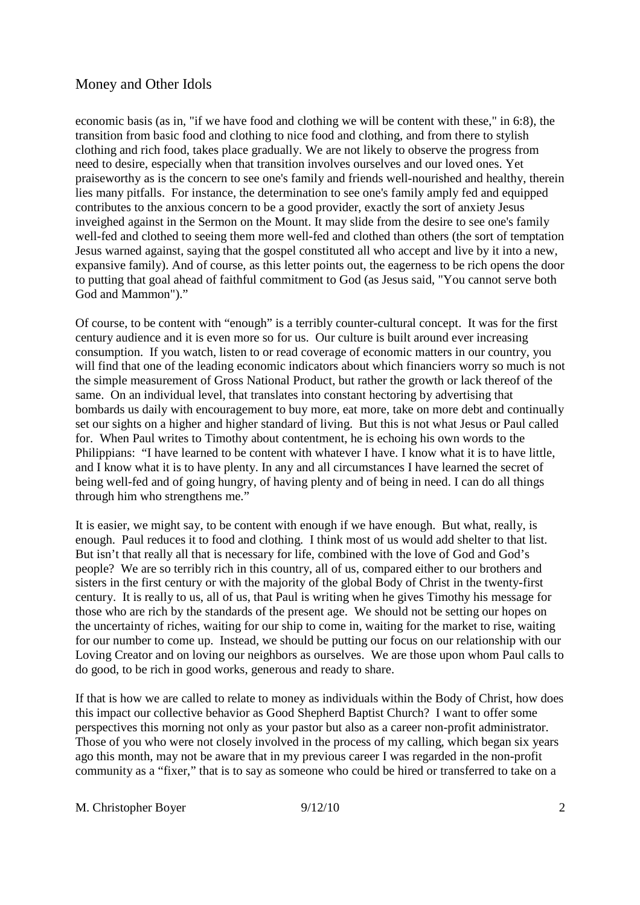economic basis (as in, "if we have food and clothing we will be content with these," in 6:8), the transition from basic food and clothing to nice food and clothing, and from there to stylish clothing and rich food, takes place gradually. We are not likely to observe the progress from need to desire, especially when that transition involves ourselves and our loved ones. Yet praiseworthy as is the concern to see one's family and friends well-nourished and healthy, therein lies many pitfalls. For instance, the determination to see one's family amply fed and equipped contributes to the anxious concern to be a good provider, exactly the sort of anxiety Jesus inveighed against in the Sermon on the Mount. It may slide from the desire to see one's family well-fed and clothed to seeing them more well-fed and clothed than others (the sort of temptation Jesus warned against, saying that the gospel constituted all who accept and live by it into a new, expansive family). And of course, as this letter points out, the eagerness to be rich opens the door to putting that goal ahead of faithful commitment to God (as Jesus said, "You cannot serve both God and Mammon")."

Of course, to be content with "enough" is a terribly counter-cultural concept. It was for the first century audience and it is even more so for us. Our culture is built around ever increasing consumption. If you watch, listen to or read coverage of economic matters in our country, you will find that one of the leading economic indicators about which financiers worry so much is not the simple measurement of Gross National Product, but rather the growth or lack thereof of the same. On an individual level, that translates into constant hectoring by advertising that bombards us daily with encouragement to buy more, eat more, take on more debt and continually set our sights on a higher and higher standard of living. But this is not what Jesus or Paul called for. When Paul writes to Timothy about contentment, he is echoing his own words to the Philippians: "I have learned to be content with whatever I have. I know what it is to have little, and I know what it is to have plenty. In any and all circumstances I have learned the secret of being well-fed and of going hungry, of having plenty and of being in need. I can do all things through him who strengthens me."

It is easier, we might say, to be content with enough if we have enough. But what, really, is enough. Paul reduces it to food and clothing. I think most of us would add shelter to that list. But isn't that really all that is necessary for life, combined with the love of God and God's people? We are so terribly rich in this country, all of us, compared either to our brothers and sisters in the first century or with the majority of the global Body of Christ in the twenty-first century. It is really to us, all of us, that Paul is writing when he gives Timothy his message for those who are rich by the standards of the present age. We should not be setting our hopes on the uncertainty of riches, waiting for our ship to come in, waiting for the market to rise, waiting for our number to come up. Instead, we should be putting our focus on our relationship with our Loving Creator and on loving our neighbors as ourselves. We are those upon whom Paul calls to do good, to be rich in good works, generous and ready to share.

If that is how we are called to relate to money as individuals within the Body of Christ, how does this impact our collective behavior as Good Shepherd Baptist Church? I want to offer some perspectives this morning not only as your pastor but also as a career non-profit administrator. Those of you who were not closely involved in the process of my calling, which began six years ago this month, may not be aware that in my previous career I was regarded in the non-profit community as a "fixer," that is to say as someone who could be hired or transferred to take on a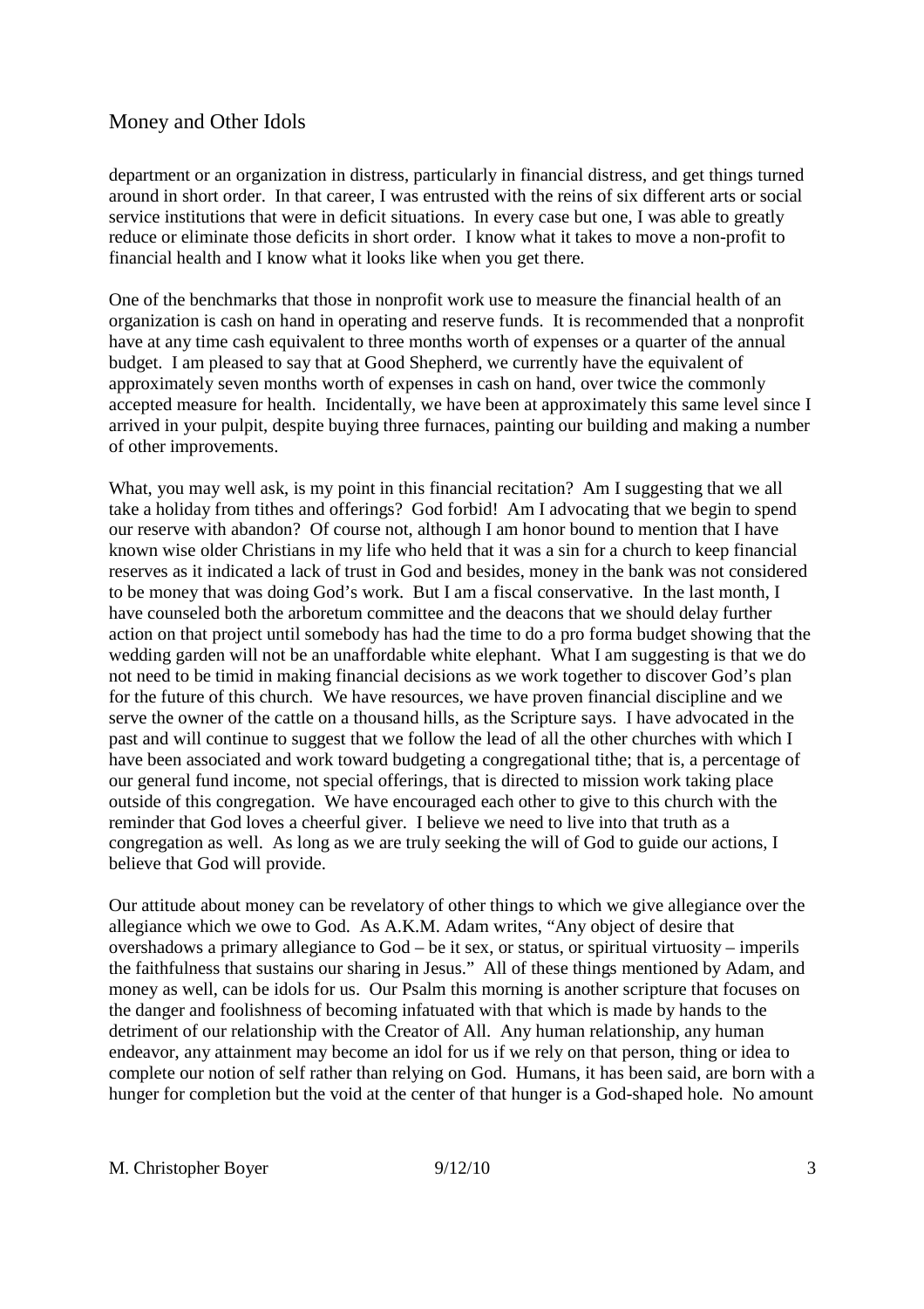department or an organization in distress, particularly in financial distress, and get things turned around in short order. In that career, I was entrusted with the reins of six different arts or social service institutions that were in deficit situations. In every case but one, I was able to greatly reduce or eliminate those deficits in short order. I know what it takes to move a non-profit to financial health and I know what it looks like when you get there.

One of the benchmarks that those in nonprofit work use to measure the financial health of an organization is cash on hand in operating and reserve funds. It is recommended that a nonprofit have at any time cash equivalent to three months worth of expenses or a quarter of the annual budget. I am pleased to say that at Good Shepherd, we currently have the equivalent of approximately seven months worth of expenses in cash on hand, over twice the commonly accepted measure for health. Incidentally, we have been at approximately this same level since I arrived in your pulpit, despite buying three furnaces, painting our building and making a number of other improvements.

What, you may well ask, is my point in this financial recitation? Am I suggesting that we all take a holiday from tithes and offerings? God forbid! Am I advocating that we begin to spend our reserve with abandon? Of course not, although I am honor bound to mention that I have known wise older Christians in my life who held that it was a sin for a church to keep financial reserves as it indicated a lack of trust in God and besides, money in the bank was not considered to be money that was doing God's work. But I am a fiscal conservative. In the last month, I have counseled both the arboretum committee and the deacons that we should delay further action on that project until somebody has had the time to do a pro forma budget showing that the wedding garden will not be an unaffordable white elephant. What I am suggesting is that we do not need to be timid in making financial decisions as we work together to discover God's plan for the future of this church. We have resources, we have proven financial discipline and we serve the owner of the cattle on a thousand hills, as the Scripture says. I have advocated in the past and will continue to suggest that we follow the lead of all the other churches with which I have been associated and work toward budgeting a congregational tithe; that is, a percentage of our general fund income, not special offerings, that is directed to mission work taking place outside of this congregation. We have encouraged each other to give to this church with the reminder that God loves a cheerful giver. I believe we need to live into that truth as a congregation as well. As long as we are truly seeking the will of God to guide our actions, I believe that God will provide.

Our attitude about money can be revelatory of other things to which we give allegiance over the allegiance which we owe to God. As A.K.M. Adam writes, "Any object of desire that overshadows a primary allegiance to God – be it sex, or status, or spiritual virtuosity – imperils the faithfulness that sustains our sharing in Jesus." All of these things mentioned by Adam, and money as well, can be idols for us. Our Psalm this morning is another scripture that focuses on the danger and foolishness of becoming infatuated with that which is made by hands to the detriment of our relationship with the Creator of All. Any human relationship, any human endeavor, any attainment may become an idol for us if we rely on that person, thing or idea to complete our notion of self rather than relying on God. Humans, it has been said, are born with a hunger for completion but the void at the center of that hunger is a God-shaped hole. No amount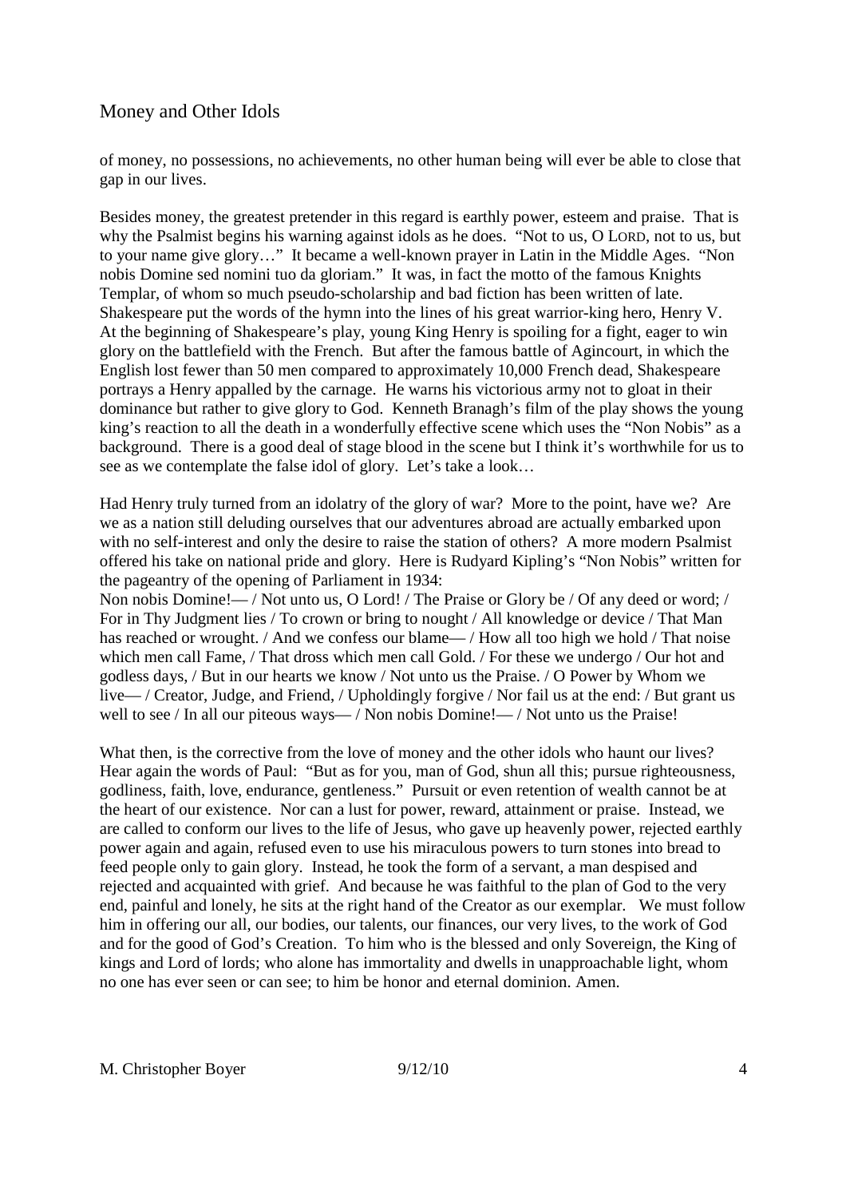of money, no possessions, no achievements, no other human being will ever be able to close that gap in our lives.

Besides money, the greatest pretender in this regard is earthly power, esteem and praise. That is why the Psalmist begins his warning against idols as he does. "Not to us, O LORD, not to us, but to your name give glory…" It became a well-known prayer in Latin in the Middle Ages. "Non nobis Domine sed nomini tuo da gloriam." It was, in fact the motto of the famous Knights Templar, of whom so much pseudo-scholarship and bad fiction has been written of late. Shakespeare put the words of the hymn into the lines of his great warrior-king hero, Henry V. At the beginning of Shakespeare's play, young King Henry is spoiling for a fight, eager to win glory on the battlefield with the French. But after the famous battle of Agincourt, in which the English lost fewer than 50 men compared to approximately 10,000 French dead, Shakespeare portrays a Henry appalled by the carnage. He warns his victorious army not to gloat in their dominance but rather to give glory to God. Kenneth Branagh's film of the play shows the young king's reaction to all the death in a wonderfully effective scene which uses the "Non Nobis" as a background. There is a good deal of stage blood in the scene but I think it's worthwhile for us to see as we contemplate the false idol of glory. Let's take a look…

Had Henry truly turned from an idolatry of the glory of war? More to the point, have we? Are we as a nation still deluding ourselves that our adventures abroad are actually embarked upon with no self-interest and only the desire to raise the station of others? A more modern Psalmist offered his take on national pride and glory. Here is Rudyard Kipling's "Non Nobis" written for the pageantry of the opening of Parliament in 1934:
Non nobis Domine!— / Not unto us, O Lord! / The Praise or Glory be / Of any deed or word; / For in Thy Judgment lies / To crown or bring to nought / All knowledge or device / That Man has reached or wrought. / And we confess our blame— / How all too high we hold / That noise which men call Fame, / That dross which men call Gold. / For these we undergo / Our hot and godless days, / But in our hearts we know / Not unto us the Praise. / O Power by Whom we live— / Creator, Judge, and Friend, / Upholdingly forgive / Nor fail us at the end: / But grant us well to see / In all our piteous ways— / Non nobis Domine!— / Not unto us the Praise!

What then, is the corrective from the love of money and the other idols who haunt our lives? Hear again the words of Paul: "But as for you, man of God, shun all this; pursue righteousness, godliness, faith, love, endurance, gentleness." Pursuit or even retention of wealth cannot be at the heart of our existence. Nor can a lust for power, reward, attainment or praise. Instead, we are called to conform our lives to the life of Jesus, who gave up heavenly power, rejected earthly power again and again, refused even to use his miraculous powers to turn stones into bread to feed people only to gain glory. Instead, he took the form of a servant, a man despised and rejected and acquainted with grief. And because he was faithful to the plan of God to the very end, painful and lonely, he sits at the right hand of the Creator as our exemplar. We must follow him in offering our all, our bodies, our talents, our finances, our very lives, to the work of God and for the good of God's Creation. To him who is the blessed and only Sovereign, the King of kings and Lord of lords; who alone has immortality and dwells in unapproachable light, whom no one has ever seen or can see; to him be honor and eternal dominion. Amen.